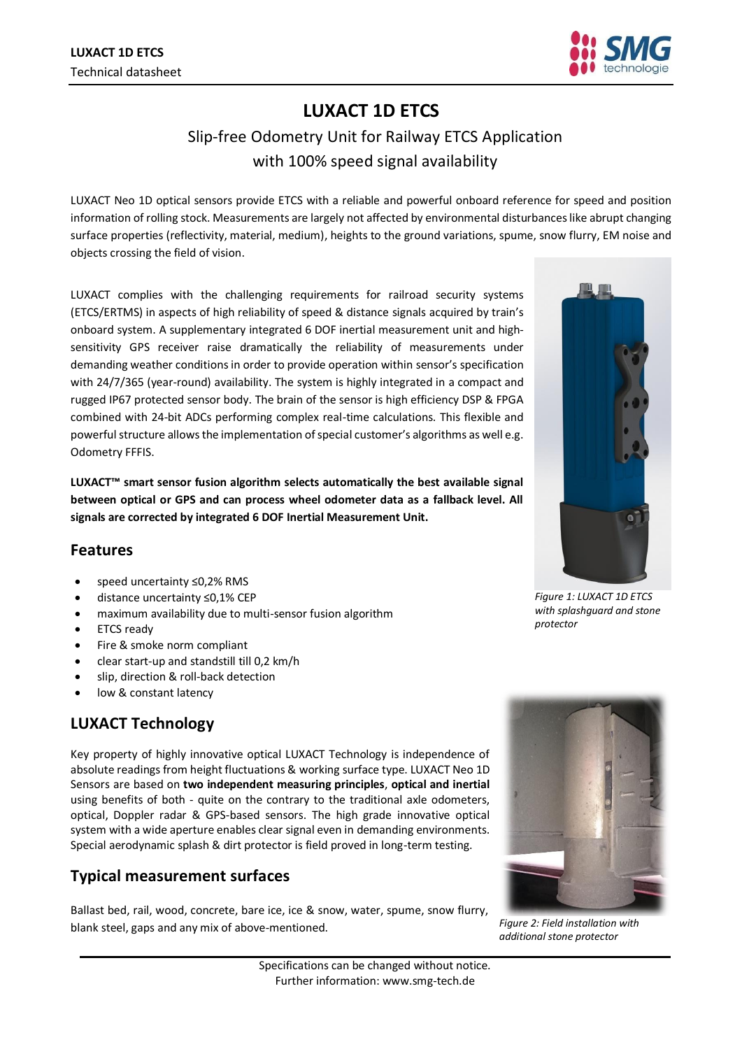# LUXACT 1D ETCS

## Slip-free Odometry Unit for Railway ETCS Application with 100% speed signal availability

LUXACT Neo 1D optical sensors provide ETCS with a reliable and powerful onboard reference for speed and position information of rolling stock. Measurements are largely not affected by environmental disturbances like abrupt changing surface properties (reflectivity, material, medium), heights to the ground variations, spume, snow flurry, EM noise and objects crossing the field of vision.

LUXACT complies with the challenging requirements for railroad security systems (ETCS/ERTMS) in aspects of high reliability of speed & distance signals acquired by train's onboard system. A supplementary integrated 6 DOF inertial measurement unit and high-sensitivity GPS receiver raise dramatically the reliability of measurements under demanding weather conditions in order to provide operation within sensor's specification with 24/7/365 (year-round) availability. The system is highly integrated in a compact and rugged IP67 protected sensor body. The brain of the sensor is high efficiency DSP & FPGA combined with 24-bit ADCs performing complex real-time calculations. This flexible and powerful structure allows the implementation of special customer's algorithms as well e.g. Odometry FFFIS.

**LUXACT™ smart sensor fusion algorithm selects automatically the best available signal between optical or GPS and can process wheel odometer data as a fallback level. All signals are corrected by integrated 6 DOF Inertial Measurement Unit.**

*Figure 1: LUXACT 1D ETCS with splashguard and stone protector*

## Features

- speed uncertainty ≤0,2% RMS
- distance uncertainty ≤0,1% CEP
- maximum availability due to multi-sensor fusion algorithm
- ETCS ready
- Fire & smoke norm compliant
- clear start-up and standstill till 0,2 km/h
- slip, direction & roll-back detection
- low & constant latency

## LUXACT Technology

Key property of highly innovative optical LUXACT Technology is independence of absolute readings from height fluctuations & working surface type. LUXACT Neo 1D Sensors are based on **two independent measuring principles**, **optical and inertial** using benefits of both - quite on the contrary to the traditional axle odometers, optical, Doppler radar & GPS-based sensors. The high grade innovative optical system with a wide aperture enables clear signal even in demanding environments. Special aerodynamic splash & dirt protector is field proved in long-term testing.

## Typical measurement surfaces

Ballast bed, rail, wood, concrete, bare ice, ice & snow, water, spume, snow flurry, blank steel, gaps and any mix of above-mentioned.

*Figure 2: Field installation with additional stone protector*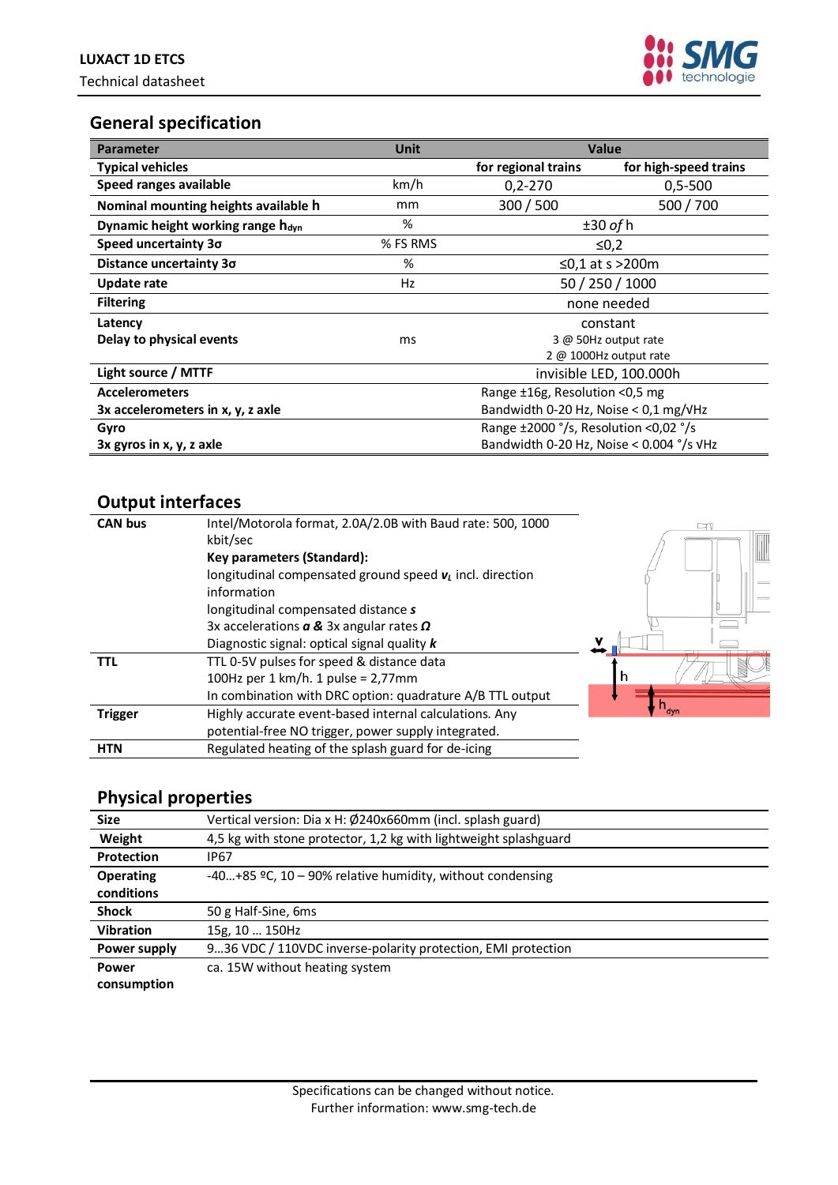## General specification

| Parameter | Unit | Value | |
|---|---|---|---|
| **Typical vehicles** | | **for regional trains** | **for high-speed trains** |
| **Speed ranges available** | km/h | 0,2-270 | 0,5-500 |
| **Nominal mounting heights available h** | mm | 300 / 500 | 500 / 700 |
| **Dynamic height working range $h_{dyn}$** | % | ±30 *of* h | |
| **Speed uncertainty 3σ** | % FS RMS | ≤0,2 | |
| **Distance uncertainty 3σ** | % | ≤0,1 at s >200m | |
| **Update rate** | Hz | 50 / 250 / 1000 | |
| **Filtering** | | none needed | |
| **Latency**<br>**Delay to physical events** | ms | constant<br>3 @ 50Hz output rate<br>2 @ 1000Hz output rate | |
| **Light source / MTTF** | | invisible LED, 100.000h | |
| **Accelerometers**<br>**3x accelerometers in x, y, z axle** | | Range ±16g, Resolution <0,5 mg<br>Bandwidth 0-20 Hz, Noise < 0,1 mg/√Hz | |
| **Gyro**<br>**3x gyros in x, y, z axle** | | Range ±2000 °/s, Resolution <0,02 °/s<br>Bandwidth 0-20 Hz, Noise < 0.004 °/s √Hz | |

## Output interfaces

| | |
|---|---|
| **CAN bus** | Intel/Motorola format, 2.0A/2.0B with Baud rate: 500, 1000 kbit/sec<br>**Key parameters (Standard):**<br>longitudinal compensated ground speed $v_L$ incl. direction information<br>longitudinal compensated distance ***s***<br>3x accelerations ***a &*** 3x angular rates ***Ω***<br>Diagnostic signal: optical signal quality ***k*** |
| **TTL** | TTL 0-5V pulses for speed & distance data<br>100Hz per 1 km/h. 1 pulse = 2,77mm<br>In combination with DRC option: quadrature A/B TTL output |
| **Trigger** | Highly accurate event-based internal calculations. Any potential-free NO trigger, power supply integrated. |
| **HTN** | Regulated heating of the splash guard for de-icing |

v

h

$h_{dyn}$

## Physical properties

| | |
|---|---|
| **Size** | Vertical version: Dia x H: Ø240x660mm (incl. splash guard) |
| **Weight** | 4,5 kg with stone protector, 1,2 kg with lightweight splashguard |
| **Protection** | IP67 |
| **Operating conditions** | -40…+85 ºC, 10 – 90% relative humidity, without condensing |
| **Shock** | 50 g Half-Sine, 6ms |
| **Vibration** | 15g, 10 … 150Hz |
| **Power supply** | 9…36 VDC / 110VDC inverse-polarity protection, EMI protection |
| **Power consumption** | ca. 15W without heating system |

Specifications can be changed without notice.
Further information: www.smg-tech.de